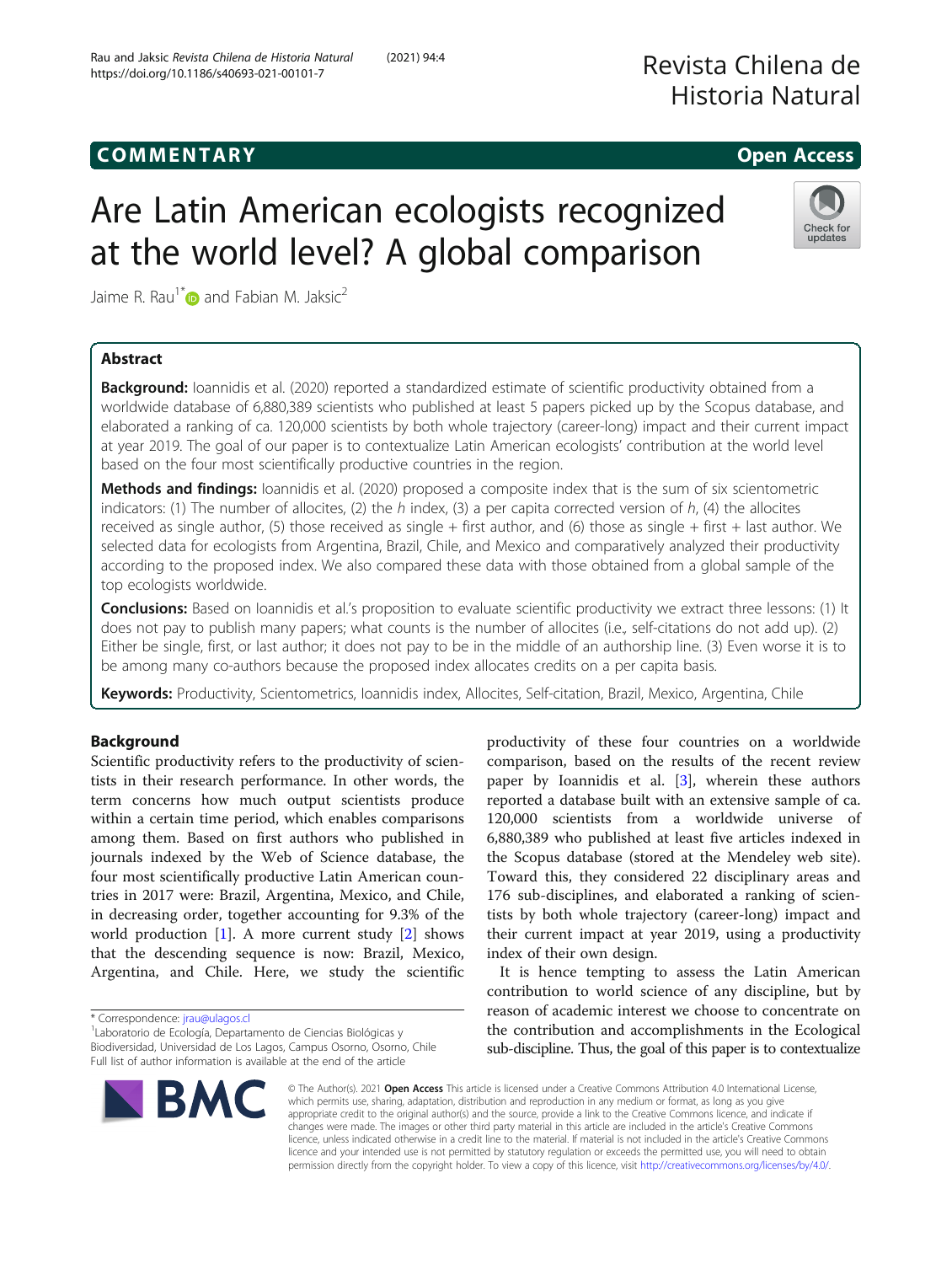COMMENTARY

Open Access

# Are Latin American ecologists recognized at the world level? A global comparison

Jaime R. Rau[1*] and Fabian M. Jaksic[2]

## Abstract

**Background:** Ioannidis et al. (2020) reported a standardized estimate of scientific productivity obtained from a worldwide database of 6,880,389 scientists who published at least 5 papers picked up by the Scopus database, and elaborated a ranking of ca. 120,000 scientists by both whole trajectory (career-long) impact and their current impact at year 2019. The goal of our paper is to contextualize Latin American ecologists' contribution at the world level based on the four most scientifically productive countries in the region.

**Methods and findings:** Ioannidis et al. (2020) proposed a composite index that is the sum of six scientometric indicators: (1) The number of allocites, (2) the *h* index, (3) a per capita corrected version of *h*, (4) the allocites received as single author, (5) those received as single + first author, and (6) those as single + first + last author. We selected data for ecologists from Argentina, Brazil, Chile, and Mexico and comparatively analyzed their productivity according to the proposed index. We also compared these data with those obtained from a global sample of the top ecologists worldwide.

**Conclusions:** Based on Ioannidis et al.'s proposition to evaluate scientific productivity we extract three lessons: (1) It does not pay to publish many papers; what counts is the number of allocites (i.e., self-citations do not add up). (2) Either be single, first, or last author; it does not pay to be in the middle of an authorship line. (3) Even worse it is to be among many co-authors because the proposed index allocates credits on a per capita basis.

**Keywords:** Productivity, Scientometrics, Ioannidis index, Allocites, Self-citation, Brazil, Mexico, Argentina, Chile

## Background

Scientific productivity refers to the productivity of scientists in their research performance. In other words, the term concerns how much output scientists produce within a certain time period, which enables comparisons among them. Based on first authors who published in journals indexed by the Web of Science database, the four most scientifically productive Latin American countries in 2017 were: Brazil, Argentina, Mexico, and Chile, in decreasing order, together accounting for 9.3% of the world production [1]. A more current study [2] shows that the descending sequence is now: Brazil, Mexico, Argentina, and Chile. Here, we study the scientific productivity of these four countries on a worldwide comparison, based on the results of the recent review paper by Ioannidis et al. [3], wherein these authors reported a database built with an extensive sample of ca. 120,000 scientists from a worldwide universe of 6,880,389 who published at least five articles indexed in the Scopus database (stored at the Mendeley web site). Toward this, they considered 22 disciplinary areas and 176 sub-disciplines, and elaborated a ranking of scientists by both whole trajectory (career-long) impact and their current impact at year 2019, using a productivity index of their own design.

It is hence tempting to assess the Latin American contribution to world science of any discipline, but by reason of academic interest we choose to concentrate on the contribution and accomplishments in the Ecological sub-discipline. Thus, the goal of this paper is to contextualize

\* Correspondence: jrau@ulagos.cl

[1]Laboratorio de Ecología, Departamento de Ciencias Biológicas y Biodiversidad, Universidad de Los Lagos, Campus Osorno, Osorno, Chile

Full list of author information is available at the end of the article

© The Author(s). 2021 **Open Access** This article is licensed under a Creative Commons Attribution 4.0 International License, which permits use, sharing, adaptation, distribution and reproduction in any medium or format, as long as you give appropriate credit to the original author(s) and the source, provide a link to the Creative Commons licence, and indicate if changes were made. The images or other third party material in this article are included in the article's Creative Commons licence, unless indicated otherwise in a credit line to the material. If material is not included in the article's Creative Commons licence and your intended use is not permitted by statutory regulation or exceeds the permitted use, you will need to obtain permission directly from the copyright holder. To view a copy of this licence, visit http://creativecommons.org/licenses/by/4.0/.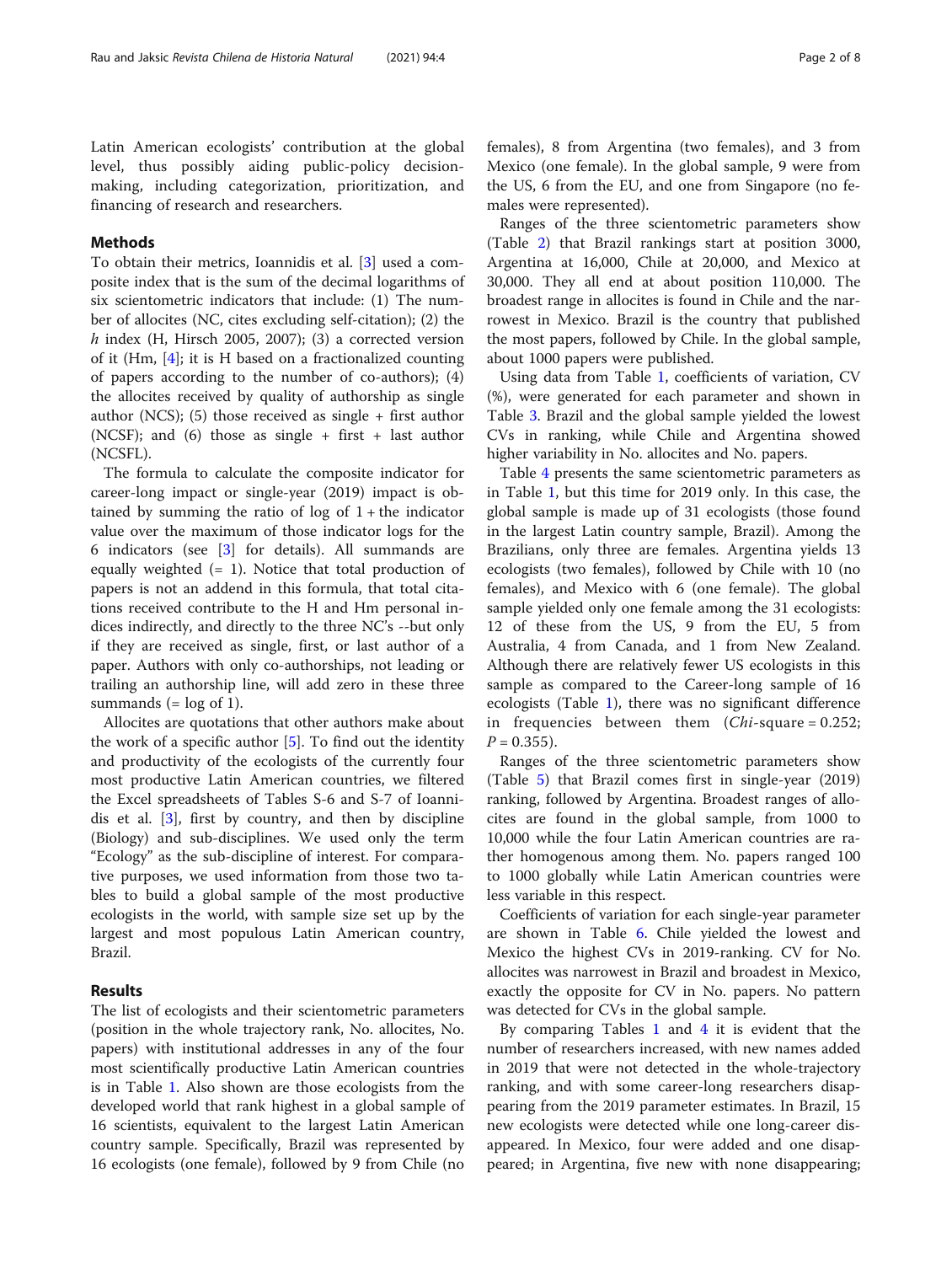Latin American ecologists' contribution at the global level, thus possibly aiding public-policy decision-making, including categorization, prioritization, and financing of research and researchers.

## Methods

To obtain their metrics, Ioannidis et al. [3] used a composite index that is the sum of the decimal logarithms of six scientometric indicators that include: (1) The number of allocites (NC, cites excluding self-citation); (2) the *h* index (H, Hirsch 2005, 2007); (3) a corrected version of it (Hm, [4]; it is H based on a fractionalized counting of papers according to the number of co-authors); (4) the allocites received by quality of authorship as single author (NCS); (5) those received as single + first author (NCSF); and (6) those as single + first + last author (NCSFL).

The formula to calculate the composite indicator for career-long impact or single-year (2019) impact is obtained by summing the ratio of log of 1 + the indicator value over the maximum of those indicator logs for the 6 indicators (see [3] for details). All summands are equally weighted (= 1). Notice that total production of papers is not an addend in this formula, that total citations received contribute to the H and Hm personal indices indirectly, and directly to the three NC's --but only if they are received as single, first, or last author of a paper. Authors with only co-authorships, not leading or trailing an authorship line, will add zero in these three summands (= log of 1).

Allocites are quotations that other authors make about the work of a specific author [5]. To find out the identity and productivity of the ecologists of the currently four most productive Latin American countries, we filtered the Excel spreadsheets of Tables S-6 and S-7 of Ioannidis et al. [3], first by country, and then by discipline (Biology) and sub-disciplines. We used only the term "Ecology" as the sub-discipline of interest. For comparative purposes, we used information from those two tables to build a global sample of the most productive ecologists in the world, with sample size set up by the largest and most populous Latin American country, Brazil.

## Results

The list of ecologists and their scientometric parameters (position in the whole trajectory rank, No. allocites, No. papers) with institutional addresses in any of the four most scientifically productive Latin American countries is in Table 1. Also shown are those ecologists from the developed world that rank highest in a global sample of 16 scientists, equivalent to the largest Latin American country sample. Specifically, Brazil was represented by 16 ecologists (one female), followed by 9 from Chile (no females), 8 from Argentina (two females), and 3 from Mexico (one female). In the global sample, 9 were from the US, 6 from the EU, and one from Singapore (no females were represented).

Ranges of the three scientometric parameters show (Table 2) that Brazil rankings start at position 3000, Argentina at 16,000, Chile at 20,000, and Mexico at 30,000. They all end at about position 110,000. The broadest range in allocites is found in Chile and the narrowest in Mexico. Brazil is the country that published the most papers, followed by Chile. In the global sample, about 1000 papers were published.

Using data from Table 1, coefficients of variation, CV (%), were generated for each parameter and shown in Table 3. Brazil and the global sample yielded the lowest CVs in ranking, while Chile and Argentina showed higher variability in No. allocites and No. papers.

Table 4 presents the same scientometric parameters as in Table 1, but this time for 2019 only. In this case, the global sample is made up of 31 ecologists (those found in the largest Latin country sample, Brazil). Among the Brazilians, only three are females. Argentina yields 13 ecologists (two females), followed by Chile with 10 (no females), and Mexico with 6 (one female). The global sample yielded only one female among the 31 ecologists: 12 of these from the US, 9 from the EU, 5 from Australia, 4 from Canada, and 1 from New Zealand. Although there are relatively fewer US ecologists in this sample as compared to the Career-long sample of 16 ecologists (Table 1), there was no significant difference in frequencies between them (*Chi*-square = 0.252; $P = 0.355$).

Ranges of the three scientometric parameters show (Table 5) that Brazil comes first in single-year (2019) ranking, followed by Argentina. Broadest ranges of allocites are found in the global sample, from 1000 to 10,000 while the four Latin American countries are rather homogenous among them. No. papers ranged 100 to 1000 globally while Latin American countries were less variable in this respect.

Coefficients of variation for each single-year parameter are shown in Table 6. Chile yielded the lowest and Mexico the highest CVs in 2019-ranking. CV for No. allocites was narrowest in Brazil and broadest in Mexico, exactly the opposite for CV in No. papers. No pattern was detected for CVs in the global sample.

By comparing Tables 1 and 4 it is evident that the number of researchers increased, with new names added in 2019 that were not detected in the whole-trajectory ranking, and with some career-long researchers disappearing from the 2019 parameter estimates. In Brazil, 15 new ecologists were detected while one long-career disappeared. In Mexico, four were added and one disappeared; in Argentina, five new with none disappearing;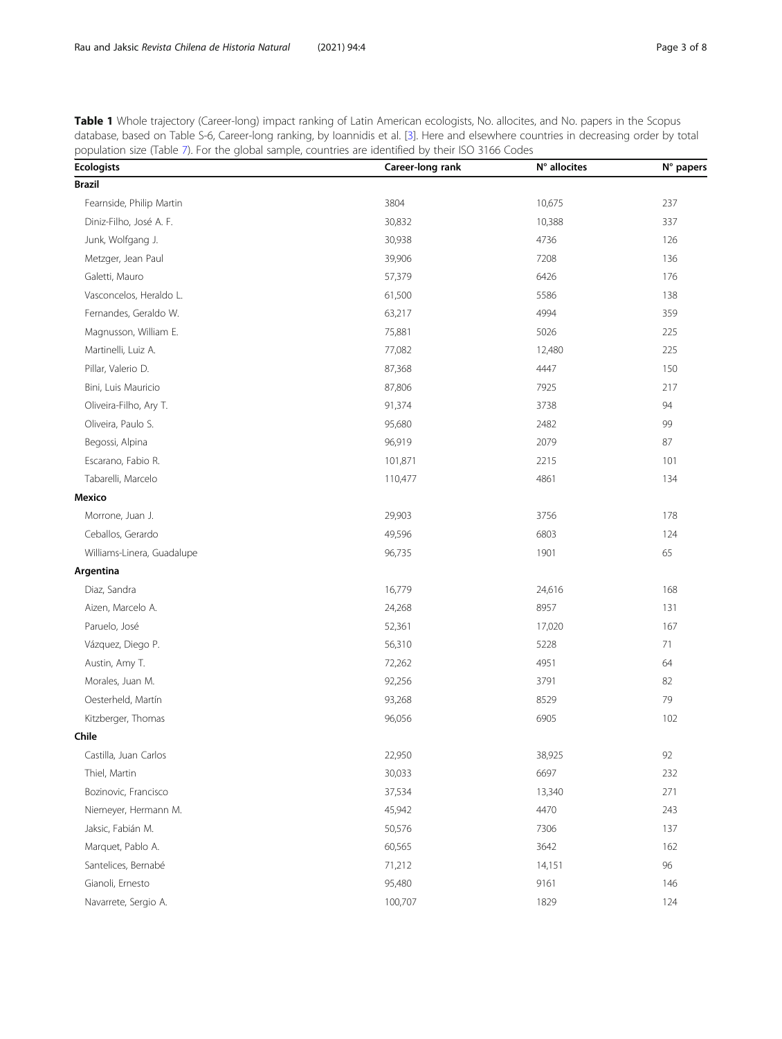**Table 1** Whole trajectory (Career-long) impact ranking of Latin American ecologists, No. allocites, and No. papers in the Scopus database, based on Table S-6, Career-long ranking, by Ioannidis et al. [3]. Here and elsewhere countries in decreasing order by total population size (Table 7). For the global sample, countries are identified by their ISO 3166 Codes

| Ecologists | Career-long rank | N° allocites | N° papers |
|---|---|---|---|
| **Brazil** | | | |
| Fearnside, Philip Martin | 3804 | 10,675 | 237 |
| Diniz-Filho, José A. F. | 30,832 | 10,388 | 337 |
| Junk, Wolfgang J. | 30,938 | 4736 | 126 |
| Metzger, Jean Paul | 39,906 | 7208 | 136 |
| Galetti, Mauro | 57,379 | 6426 | 176 |
| Vasconcelos, Heraldo L. | 61,500 | 5586 | 138 |
| Fernandes, Geraldo W. | 63,217 | 4994 | 359 |
| Magnusson, William E. | 75,881 | 5026 | 225 |
| Martinelli, Luiz A. | 77,082 | 12,480 | 225 |
| Pillar, Valerio D. | 87,368 | 4447 | 150 |
| Bini, Luis Mauricio | 87,806 | 7925 | 217 |
| Oliveira-Filho, Ary T. | 91,374 | 3738 | 94 |
| Oliveira, Paulo S. | 95,680 | 2482 | 99 |
| Begossi, Alpina | 96,919 | 2079 | 87 |
| Escarano, Fabio R. | 101,871 | 2215 | 101 |
| Tabarelli, Marcelo | 110,477 | 4861 | 134 |
| **Mexico** | | | |
| Morrone, Juan J. | 29,903 | 3756 | 178 |
| Ceballos, Gerardo | 49,596 | 6803 | 124 |
| Williams-Linera, Guadalupe | 96,735 | 1901 | 65 |
| **Argentina** | | | |
| Diaz, Sandra | 16,779 | 24,616 | 168 |
| Aizen, Marcelo A. | 24,268 | 8957 | 131 |
| Paruelo, José | 52,361 | 17,020 | 167 |
| Vázquez, Diego P. | 56,310 | 5228 | 71 |
| Austin, Amy T. | 72,262 | 4951 | 64 |
| Morales, Juan M. | 92,256 | 3791 | 82 |
| Oesterheld, Martín | 93,268 | 8529 | 79 |
| Kitzberger, Thomas | 96,056 | 6905 | 102 |
| **Chile** | | | |
| Castilla, Juan Carlos | 22,950 | 38,925 | 92 |
| Thiel, Martin | 30,033 | 6697 | 232 |
| Bozinovic, Francisco | 37,534 | 13,340 | 271 |
| Niemeyer, Hermann M. | 45,942 | 4470 | 243 |
| Jaksic, Fabián M. | 50,576 | 7306 | 137 |
| Marquet, Pablo A. | 60,565 | 3642 | 162 |
| Santelices, Bernabé | 71,212 | 14,151 | 96 |
| Gianoli, Ernesto | 95,480 | 9161 | 146 |
| Navarrete, Sergio A. | 100,707 | 1829 | 124 |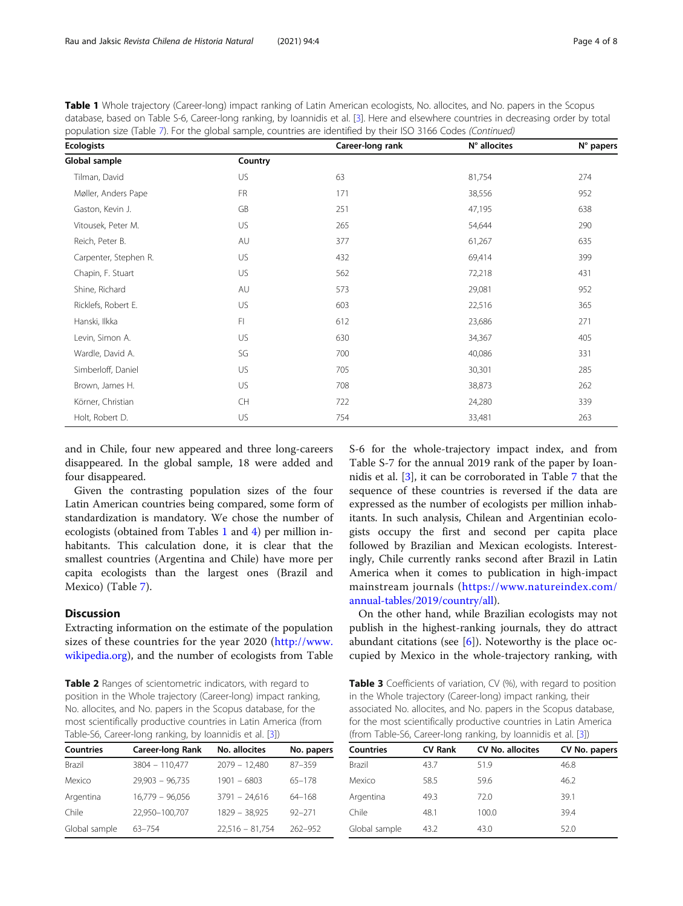**Table 1** Whole trajectory (Career-long) impact ranking of Latin American ecologists, No. allocites, and No. papers in the Scopus database, based on Table S-6, Career-long ranking, by Ioannidis et al. [3]. Here and elsewhere countries in decreasing order by total population size (Table 7). For the global sample, countries are identified by their ISO 3166 Codes *(Continued)*

| Ecologists | | Career-long rank | N° allocites | N° papers |
|---|---|---|---|---|
| **Global sample** | **Country** | | | |
| Tilman, David | US | 63 | 81,754 | 274 |
| Møller, Anders Pape | FR | 171 | 38,556 | 952 |
| Gaston, Kevin J. | GB | 251 | 47,195 | 638 |
| Vitousek, Peter M. | US | 265 | 54,644 | 290 |
| Reich, Peter B. | AU | 377 | 61,267 | 635 |
| Carpenter, Stephen R. | US | 432 | 69,414 | 399 |
| Chapin, F. Stuart | US | 562 | 72,218 | 431 |
| Shine, Richard | AU | 573 | 29,081 | 952 |
| Ricklefs, Robert E. | US | 603 | 22,516 | 365 |
| Hanski, Ilkka | FI | 612 | 23,686 | 271 |
| Levin, Simon A. | US | 630 | 34,367 | 405 |
| Wardle, David A. | SG | 700 | 40,086 | 331 |
| Simberloff, Daniel | US | 705 | 30,301 | 285 |
| Brown, James H. | US | 708 | 38,873 | 262 |
| Körner, Christian | CH | 722 | 24,280 | 339 |
| Holt, Robert D. | US | 754 | 33,481 | 263 |

and in Chile, four new appeared and three long-careers disappeared. In the global sample, 18 were added and four disappeared.

Given the contrasting population sizes of the four Latin American countries being compared, some form of standardization is mandatory. We chose the number of ecologists (obtained from Tables 1 and 4) per million inhabitants. This calculation done, it is clear that the smallest countries (Argentina and Chile) have more per capita ecologists than the largest ones (Brazil and Mexico) (Table 7).

## Discussion

Extracting information on the estimate of the population sizes of these countries for the year 2020 (http://www.wikipedia.org), and the number of ecologists from Table S-6 for the whole-trajectory impact index, and from Table S-7 for the annual 2019 rank of the paper by Ioannidis et al. [3], it can be corroborated in Table 7 that the sequence of these countries is reversed if the data are expressed as the number of ecologists per million inhabitants. In such analysis, Chilean and Argentinian ecologists occupy the first and second per capita place followed by Brazilian and Mexican ecologists. Interestingly, Chile currently ranks second after Brazil in Latin America when it comes to publication in high-impact mainstream journals (https://www.natureindex.com/annual-tables/2019/country/all).

On the other hand, while Brazilian ecologists may not publish in the highest-ranking journals, they do attract abundant citations (see [6]). Noteworthy is the place occupied by Mexico in the whole-trajectory ranking, with

**Table 2** Ranges of scientometric indicators, with regard to position in the Whole trajectory (Career-long) impact ranking, No. allocites, and No. papers in the Scopus database, for the most scientifically productive countries in Latin America (from Table-S6, Career-long ranking, by Ioannidis et al. [3])

| Countries | Career-long Rank | No. allocites | No. papers |
|---|---|---|---|
| Brazil | 3804 – 110,477 | 2079 – 12,480 | 87–359 |
| Mexico | 29,903 – 96,735 | 1901 – 6803 | 65–178 |
| Argentina | 16,779 – 96,056 | 3791 – 24,616 | 64–168 |
| Chile | 22,950–100,707 | 1829 – 38,925 | 92–271 |
| Global sample | 63–754 | 22,516 – 81,754 | 262–952 |

**Table 3** Coefficients of variation, CV (%), with regard to position in the Whole trajectory (Career-long) impact ranking, their associated No. allocites, and No. papers in the Scopus database, for the most scientifically productive countries in Latin America (from Table-S6, Career-long ranking, by Ioannidis et al. [3])

| Countries | CV Rank | CV No. allocites | CV No. papers |
|---|---|---|---|
| Brazil | 43.7 | 51.9 | 46.8 |
| Mexico | 58.5 | 59.6 | 46.2 |
| Argentina | 49.3 | 72.0 | 39.1 |
| Chile | 48.1 | 100.0 | 39.4 |
| Global sample | 43.2 | 43.0 | 52.0 |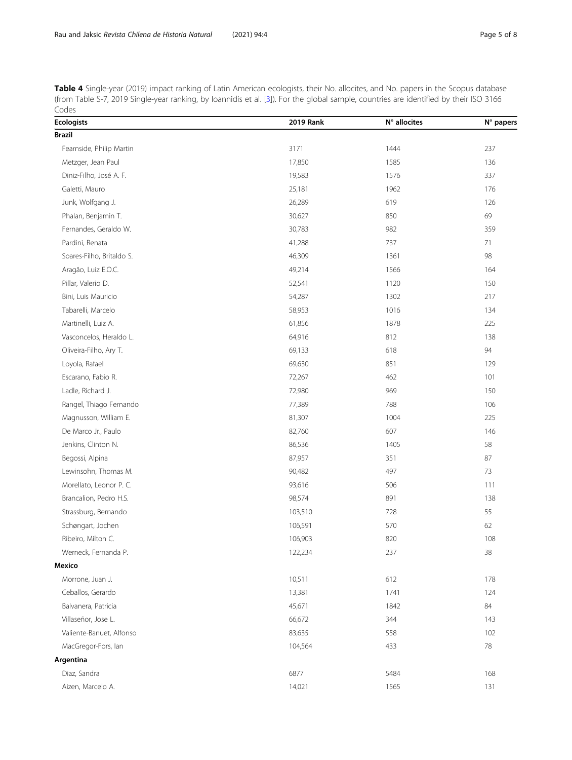**Table 4** Single-year (2019) impact ranking of Latin American ecologists, their No. allocites, and No. papers in the Scopus database (from Table S-7, 2019 Single-year ranking, by Ioannidis et al. [3]). For the global sample, countries are identified by their ISO 3166 Codes

| Ecologists | 2019 Rank | N° allocites | N° papers |
|---|---|---|---|
| **Brazil** | | | |
| Fearnside, Philip Martin | 3171 | 1444 | 237 |
| Metzger, Jean Paul | 17,850 | 1585 | 136 |
| Diniz-Filho, José A. F. | 19,583 | 1576 | 337 |
| Galetti, Mauro | 25,181 | 1962 | 176 |
| Junk, Wolfgang J. | 26,289 | 619 | 126 |
| Phalan, Benjamin T. | 30,627 | 850 | 69 |
| Fernandes, Geraldo W. | 30,783 | 982 | 359 |
| Pardini, Renata | 41,288 | 737 | 71 |
| Soares-Filho, Britaldo S. | 46,309 | 1361 | 98 |
| Aragão, Luiz E.O.C. | 49,214 | 1566 | 164 |
| Pillar, Valerio D. | 52,541 | 1120 | 150 |
| Bini, Luis Mauricio | 54,287 | 1302 | 217 |
| Tabarelli, Marcelo | 58,953 | 1016 | 134 |
| Martinelli, Luiz A. | 61,856 | 1878 | 225 |
| Vasconcelos, Heraldo L. | 64,916 | 812 | 138 |
| Oliveira-Filho, Ary T. | 69,133 | 618 | 94 |
| Loyola, Rafael | 69,630 | 851 | 129 |
| Escarano, Fabio R. | 72,267 | 462 | 101 |
| Ladle, Richard J. | 72,980 | 969 | 150 |
| Rangel, Thiago Fernando | 77,389 | 788 | 106 |
| Magnusson, William E. | 81,307 | 1004 | 225 |
| De Marco Jr., Paulo | 82,760 | 607 | 146 |
| Jenkins, Clinton N. | 86,536 | 1405 | 58 |
| Begossi, Alpina | 87,957 | 351 | 87 |
| Lewinsohn, Thomas M. | 90,482 | 497 | 73 |
| Morellato, Leonor P. C. | 93,616 | 506 | 111 |
| Brancalion, Pedro H.S. | 98,574 | 891 | 138 |
| Strassburg, Bernando | 103,510 | 728 | 55 |
| Schøngart, Jochen | 106,591 | 570 | 62 |
| Ribeiro, Milton C. | 106,903 | 820 | 108 |
| Werneck, Fernanda P. | 122,234 | 237 | 38 |
| **Mexico** | | | |
| Morrone, Juan J. | 10,511 | 612 | 178 |
| Ceballos, Gerardo | 13,381 | 1741 | 124 |
| Balvanera, Patricia | 45,671 | 1842 | 84 |
| Villaseñor, Jose L. | 66,672 | 344 | 143 |
| Valiente-Banuet, Alfonso | 83,635 | 558 | 102 |
| MacGregor-Fors, Ian | 104,564 | 433 | 78 |
| **Argentina** | | | |
| Diaz, Sandra | 6877 | 5484 | 168 |
| Aizen, Marcelo A. | 14,021 | 1565 | 131 |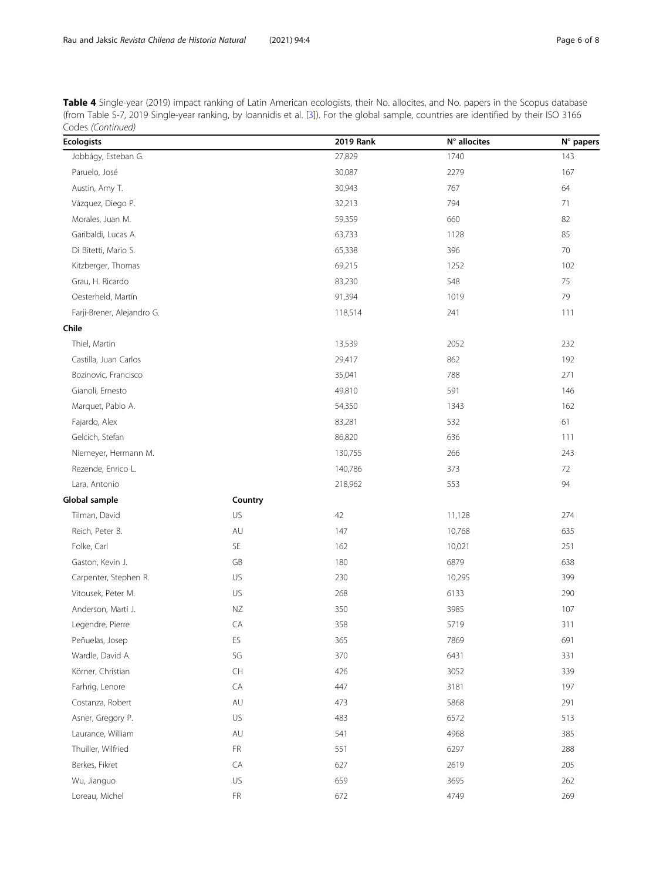**Table 4** Single-year (2019) impact ranking of Latin American ecologists, their No. allocites, and No. papers in the Scopus database (from Table S-7, 2019 Single-year ranking, by Ioannidis et al. [3]). For the global sample, countries are identified by their ISO 3166 Codes *(Continued)*

| Ecologists | | 2019 Rank | N° allocites | N° papers |
|---|---|---|---|---|
| Jobbágy, Esteban G. | | 27,829 | 1740 | 143 |
| Paruelo, José | | 30,087 | 2279 | 167 |
| Austin, Amy T. | | 30,943 | 767 | 64 |
| Vázquez, Diego P. | | 32,213 | 794 | 71 |
| Morales, Juan M. | | 59,359 | 660 | 82 |
| Garibaldi, Lucas A. | | 63,733 | 1128 | 85 |
| Di Bitetti, Mario S. | | 65,338 | 396 | 70 |
| Kitzberger, Thomas | | 69,215 | 1252 | 102 |
| Grau, H. Ricardo | | 83,230 | 548 | 75 |
| Oesterheld, Martín | | 91,394 | 1019 | 79 |
| Farji-Brener, Alejandro G. | | 118,514 | 241 | 111 |
| **Chile** | | | | |
| Thiel, Martin | | 13,539 | 2052 | 232 |
| Castilla, Juan Carlos | | 29,417 | 862 | 192 |
| Bozinovic, Francisco | | 35,041 | 788 | 271 |
| Gianoli, Ernesto | | 49,810 | 591 | 146 |
| Marquet, Pablo A. | | 54,350 | 1343 | 162 |
| Fajardo, Alex | | 83,281 | 532 | 61 |
| Gelcich, Stefan | | 86,820 | 636 | 111 |
| Niemeyer, Hermann M. | | 130,755 | 266 | 243 |
| Rezende, Enrico L. | | 140,786 | 373 | 72 |
| Lara, Antonio | | 218,962 | 553 | 94 |
| **Global sample** | **Country** | | | |
| Tilman, David | US | 42 | 11,128 | 274 |
| Reich, Peter B. | AU | 147 | 10,768 | 635 |
| Folke, Carl | SE | 162 | 10,021 | 251 |
| Gaston, Kevin J. | GB | 180 | 6879 | 638 |
| Carpenter, Stephen R. | US | 230 | 10,295 | 399 |
| Vitousek, Peter M. | US | 268 | 6133 | 290 |
| Anderson, Marti J. | NZ | 350 | 3985 | 107 |
| Legendre, Pierre | CA | 358 | 5719 | 311 |
| Peñuelas, Josep | ES | 365 | 7869 | 691 |
| Wardle, David A. | SG | 370 | 6431 | 331 |
| Körner, Christian | CH | 426 | 3052 | 339 |
| Farhrig, Lenore | CA | 447 | 3181 | 197 |
| Costanza, Robert | AU | 473 | 5868 | 291 |
| Asner, Gregory P. | US | 483 | 6572 | 513 |
| Laurance, William | AU | 541 | 4968 | 385 |
| Thuiller, Wilfried | FR | 551 | 6297 | 288 |
| Berkes, Fikret | CA | 627 | 2619 | 205 |
| Wu, Jianguo | US | 659 | 3695 | 262 |
| Loreau, Michel | FR | 672 | 4749 | 269 |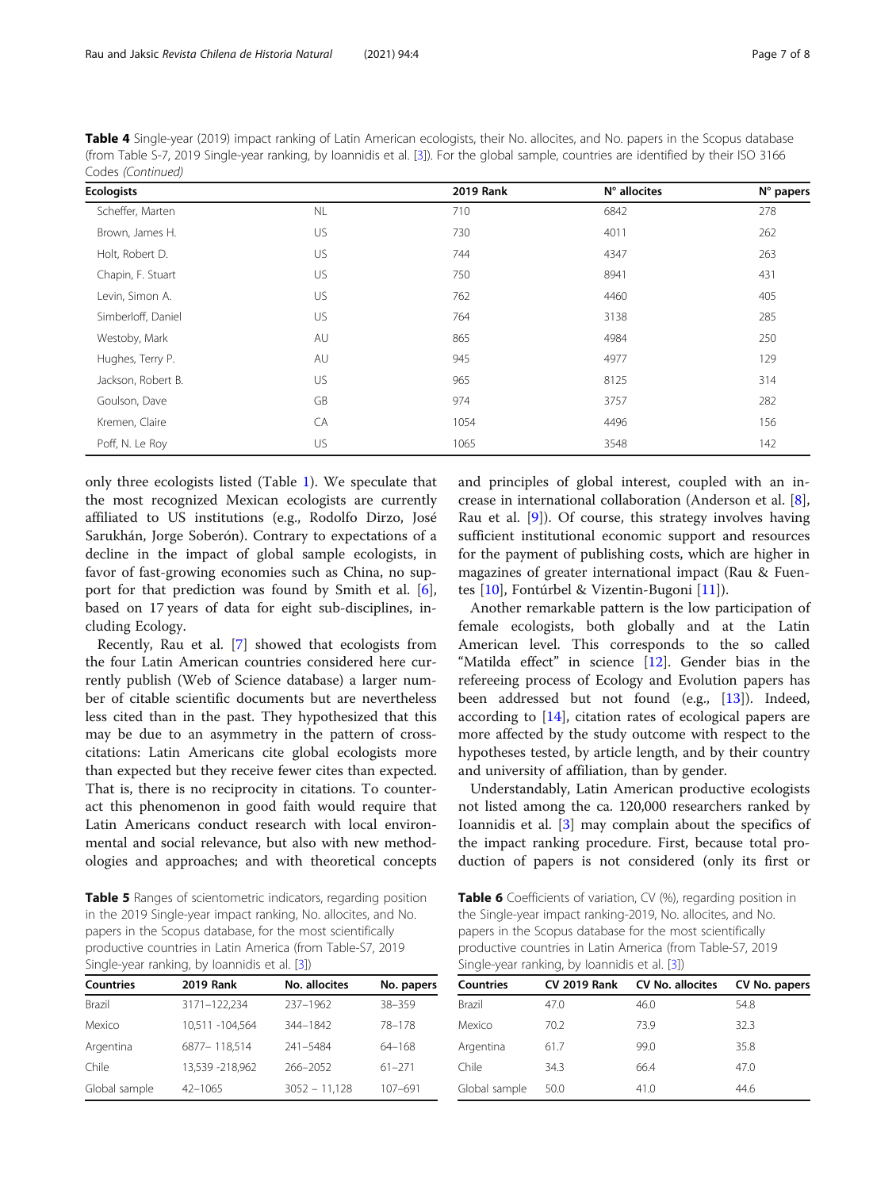**Table 4** Single-year (2019) impact ranking of Latin American ecologists, their No. allocites, and No. papers in the Scopus database (from Table S-7, 2019 Single-year ranking, by Ioannidis et al. [3]). For the global sample, countries are identified by their ISO 3166 Codes *(Continued)*

| Ecologists | | 2019 Rank | N° allocites | N° papers |
|---|---|---|---|---|
| Scheffer, Marten | NL | 710 | 6842 | 278 |
| Brown, James H. | US | 730 | 4011 | 262 |
| Holt, Robert D. | US | 744 | 4347 | 263 |
| Chapin, F. Stuart | US | 750 | 8941 | 431 |
| Levin, Simon A. | US | 762 | 4460 | 405 |
| Simberloff, Daniel | US | 764 | 3138 | 285 |
| Westoby, Mark | AU | 865 | 4984 | 250 |
| Hughes, Terry P. | AU | 945 | 4977 | 129 |
| Jackson, Robert B. | US | 965 | 8125 | 314 |
| Goulson, Dave | GB | 974 | 3757 | 282 |
| Kremen, Claire | CA | 1054 | 4496 | 156 |
| Poff, N. Le Roy | US | 1065 | 3548 | 142 |

only three ecologists listed (Table 1). We speculate that the most recognized Mexican ecologists are currently affiliated to US institutions (e.g., Rodolfo Dirzo, José Sarukhán, Jorge Soberón). Contrary to expectations of a decline in the impact of global sample ecologists, in favor of fast-growing economies such as China, no support for that prediction was found by Smith et al. [6], based on 17 years of data for eight sub-disciplines, including Ecology.

Recently, Rau et al. [7] showed that ecologists from the four Latin American countries considered here currently publish (Web of Science database) a larger number of citable scientific documents but are nevertheless less cited than in the past. They hypothesized that this may be due to an asymmetry in the pattern of cross-citations: Latin Americans cite global ecologists more than expected but they receive fewer cites than expected. That is, there is no reciprocity in citations. To counteract this phenomenon in good faith would require that Latin Americans conduct research with local environmental and social relevance, but also with new methodologies and approaches; and with theoretical concepts and principles of global interest, coupled with an increase in international collaboration (Anderson et al. [8], Rau et al. [9]). Of course, this strategy involves having sufficient institutional economic support and resources for the payment of publishing costs, which are higher in magazines of greater international impact (Rau & Fuentes [10], Fontúrbel & Vizentin-Bugoni [11]).

Another remarkable pattern is the low participation of female ecologists, both globally and at the Latin American level. This corresponds to the so called "Matilda effect" in science [12]. Gender bias in the refereeing process of Ecology and Evolution papers has been addressed but not found (e.g., [13]). Indeed, according to [14], citation rates of ecological papers are more affected by the study outcome with respect to the hypotheses tested, by article length, and by their country and university of affiliation, than by gender.

Understandably, Latin American productive ecologists not listed among the ca. 120,000 researchers ranked by Ioannidis et al. [3] may complain about the specifics of the impact ranking procedure. First, because total production of papers is not considered (only its first or

**Table 5** Ranges of scientometric indicators, regarding position in the 2019 Single-year impact ranking, No. allocites, and No. papers in the Scopus database, for the most scientifically productive countries in Latin America (from Table-S7, 2019 Single-year ranking, by Ioannidis et al. [3])

| Countries | 2019 Rank | No. allocites | No. papers |
|---|---|---|---|
| Brazil | 3171–122,234 | 237–1962 | 38–359 |
| Mexico | 10,511 -104,564 | 344–1842 | 78–178 |
| Argentina | 6877– 118,514 | 241–5484 | 64–168 |
| Chile | 13,539 -218,962 | 266–2052 | 61–271 |
| Global sample | 42–1065 | 3052 – 11,128 | 107–691 |

**Table 6** Coefficients of variation, CV (%), regarding position in the Single-year impact ranking-2019, No. allocites, and No. papers in the Scopus database for the most scientifically productive countries in Latin America (from Table-S7, 2019 Single-year ranking, by Ioannidis et al. [3])

| Countries | CV 2019 Rank | CV No. allocites | CV No. papers |
|---|---|---|---|
| Brazil | 47.0 | 46.0 | 54.8 |
| Mexico | 70.2 | 73.9 | 32.3 |
| Argentina | 61.7 | 99.0 | 35.8 |
| Chile | 34.3 | 66.4 | 47.0 |
| Global sample | 50.0 | 41.0 | 44.6 |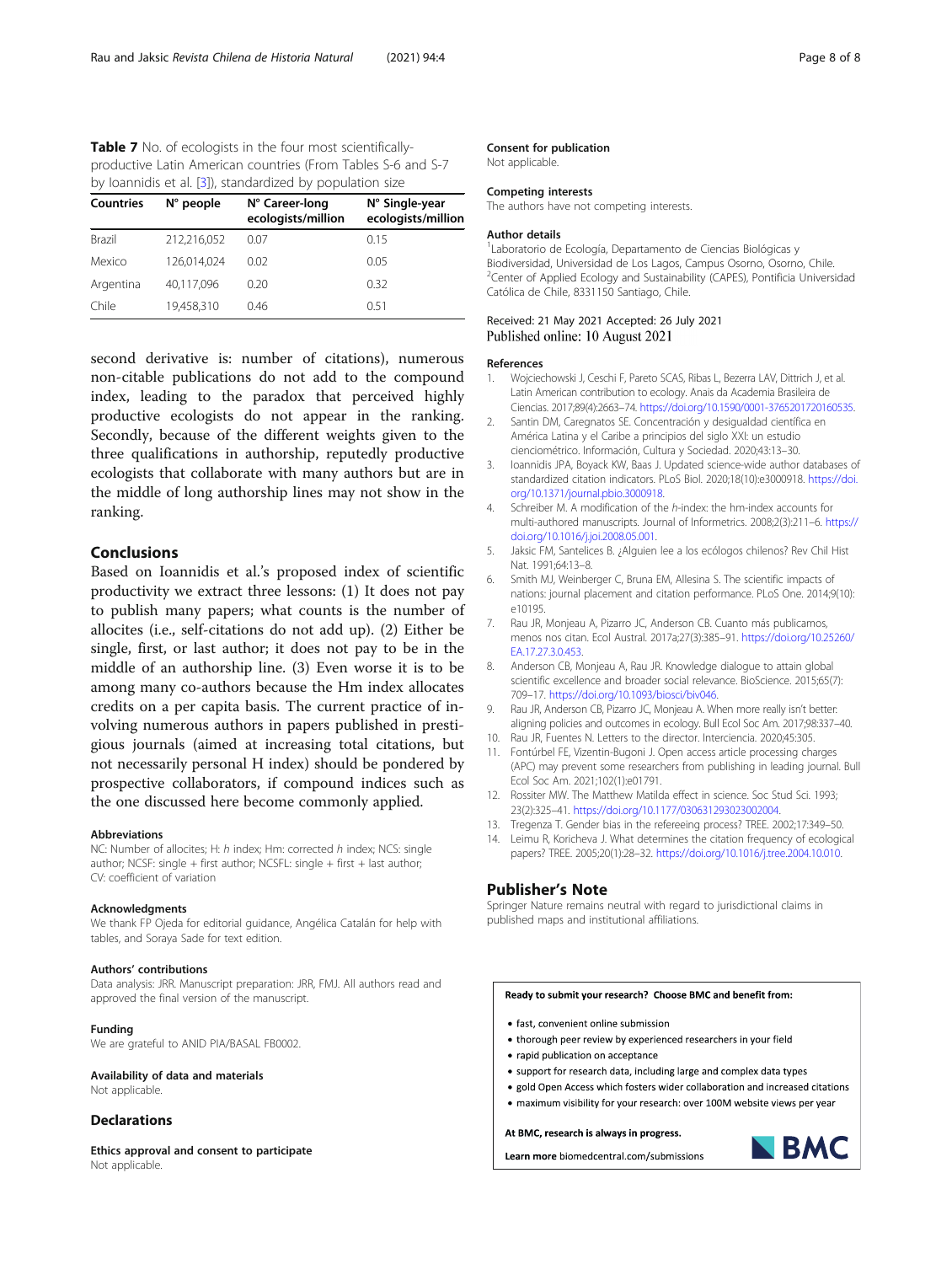**Table 7** No. of ecologists in the four most scientifically-productive Latin American countries (From Tables S-6 and S-7 by Ioannidis et al. [3]), standardized by population size

| Countries | N° people | N° Career-long ecologists/million | N° Single-year ecologists/million |
|---|---|---|---|
| Brazil | 212,216,052 | 0.07 | 0.15 |
| Mexico | 126,014,024 | 0.02 | 0.05 |
| Argentina | 40,117,096 | 0.20 | 0.32 |
| Chile | 19,458,310 | 0.46 | 0.51 |

second derivative is: number of citations), numerous non-citable publications do not add to the compound index, leading to the paradox that perceived highly productive ecologists do not appear in the ranking. Secondly, because of the different weights given to the three qualifications in authorship, reputedly productive ecologists that collaborate with many authors but are in the middle of long authorship lines may not show in the ranking.

## Conclusions

Based on Ioannidis et al.'s proposed index of scientific productivity we extract three lessons: (1) It does not pay to publish many papers; what counts is the number of allocites (i.e., self-citations do not add up). (2) Either be single, first, or last author; it does not pay to be in the middle of an authorship line. (3) Even worse it is to be among many co-authors because the Hm index allocates credits on a per capita basis. The current practice of involving numerous authors in papers published in prestigious journals (aimed at increasing total citations, but not necessarily personal H index) should be pondered by prospective collaborators, if compound indices such as the one discussed here become commonly applied.

### Abbreviations

NC: Number of allocites; H: *h* index; Hm: corrected *h* index; NCS: single author; NCSF: single + first author; NCSFL: single + first + last author; CV: coefficient of variation

### Acknowledgments

We thank FP Ojeda for editorial guidance, Angélica Catalán for help with tables, and Soraya Sade for text edition.

### Authors' contributions

Data analysis: JRR. Manuscript preparation: JRR, FMJ. All authors read and approved the final version of the manuscript.

### Funding

We are grateful to ANID PIA/BASAL FB0002.

### Availability of data and materials

Not applicable.

## Declarations

### Ethics approval and consent to participate

Not applicable.

### Consent for publication

Not applicable.

### Competing interests

The authors have not competing interests.

### Author details

[1]Laboratorio de Ecología, Departamento de Ciencias Biológicas y Biodiversidad, Universidad de Los Lagos, Campus Osorno, Osorno, Chile. [2]Center of Applied Ecology and Sustainability (CAPES), Pontificia Universidad Católica de Chile, 8331150 Santiago, Chile.

Received: 21 May 2021 Accepted: 26 July 2021
Published online: 10 August 2021

### References

1. Wojciechowski J, Ceschi F, Pareto SCAS, Ribas L, Bezerra LAV, Dittrich J, et al. Latin American contribution to ecology. Anais da Academia Brasileira de Ciencias. 2017;89(4):2663–74. https://doi.org/10.1590/0001-3765201720160535.
2. Santin DM, Caregnatos SE. Concentración y desigualdad científica en América Latina y el Caribe a principios del siglo XXI: un estudio cienciométrico. Información, Cultura y Sociedad. 2020;43:13–30.
3. Ioannidis JPA, Boyack KW, Baas J. Updated science-wide author databases of standardized citation indicators. PLoS Biol. 2020;18(10):e3000918. https://doi.org/10.1371/journal.pbio.3000918.
4. Schreiber M. A modification of the *h*-index: the hm-index accounts for multi-authored manuscripts. Journal of Informetrics. 2008;2(3):211–6. https://doi.org/10.1016/j.joi.2008.05.001.
5. Jaksic FM, Santelices B. ¿Alguien lee a los ecólogos chilenos? Rev Chil Hist Nat. 1991;64:13–8.
6. Smith MJ, Weinberger C, Bruna EM, Allesina S. The scientific impacts of nations: journal placement and citation performance. PLoS One. 2014;9(10): e10195.
7. Rau JR, Monjeau A, Pizarro JC, Anderson CB. Cuanto más publicamos, menos nos citan. Ecol Austral. 2017a;27(3):385–91. https://doi.org/10.25260/EA.17.27.3.0.453.
8. Anderson CB, Monjeau A, Rau JR. Knowledge dialogue to attain global scientific excellence and broader social relevance. BioScience. 2015;65(7): 709–17. https://doi.org/10.1093/biosci/biv046.
9. Rau JR, Anderson CB, Pizarro JC, Monjeau A. When more really isn't better: aligning policies and outcomes in ecology. Bull Ecol Soc Am. 2017;98:337–40.
10. Rau JR, Fuentes N. Letters to the director. Interciencia. 2020;45:305.
11. Fontúrbel FE, Vizentin-Bugoni J. Open access article processing charges (APC) may prevent some researchers from publishing in leading journal. Bull Ecol Soc Am. 2021;102(1):e01791.
12. Rossiter MW. The Matthew Matilda effect in science. Soc Stud Sci. 1993; 23(2):325–41. https://doi.org/10.1177/030631293023002004.
13. Tregenza T. Gender bias in the refereeing process? TREE. 2002;17:349–50.
14. Leimu R, Koricheva J. What determines the citation frequency of ecological papers? TREE. 2005;20(1):28–32. https://doi.org/10.1016/j.tree.2004.10.010.

## Publisher's Note

Springer Nature remains neutral with regard to jurisdictional claims in published maps and institutional affiliations.

**Ready to submit your research? Choose BMC and benefit from:**

- fast, convenient online submission
- thorough peer review by experienced researchers in your field
- rapid publication on acceptance
- support for research data, including large and complex data types
- gold Open Access which fosters wider collaboration and increased citations
- maximum visibility for your research: over 100M website views per year

**At BMC, research is always in progress.**

**Learn more** biomedcentral.com/submissions